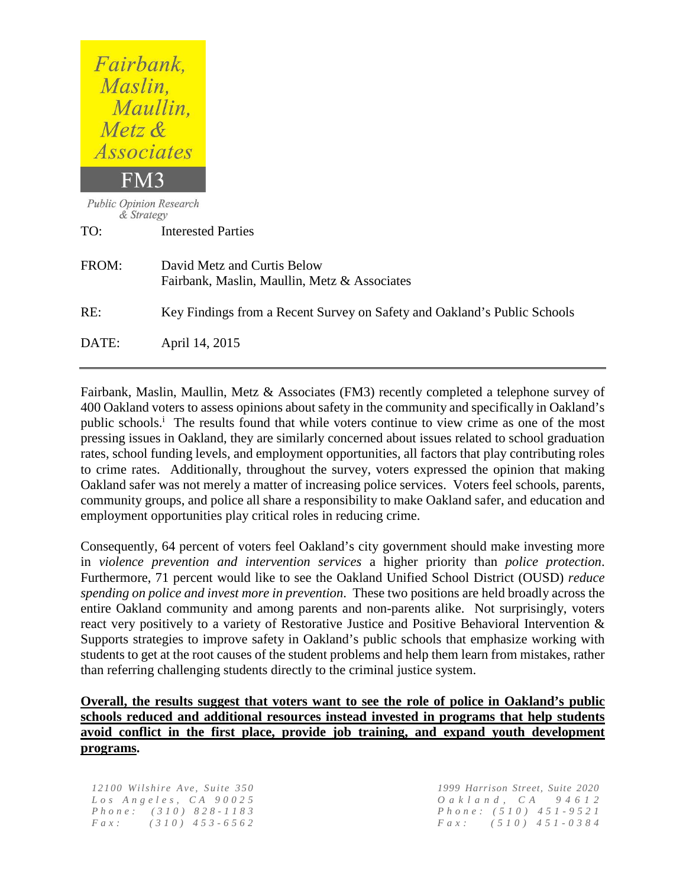Fairbank, Maslin, Maullin, Metz & Associates

FM3

Public Opinion Research & Strategy

TO: Interested Parties

FROM: David Metz and Curtis Below
Fairbank, Maslin, Maullin, Metz & Associates

RE: Key Findings from a Recent Survey on Safety and Oakland's Public Schools

DATE: April 14, 2015

---

Fairbank, Maslin, Maullin, Metz & Associates (FM3) recently completed a telephone survey of 400 Oakland voters to assess opinions about safety in the community and specifically in Oakland's public schools.[i] The results found that while voters continue to view crime as one of the most pressing issues in Oakland, they are similarly concerned about issues related to school graduation rates, school funding levels, and employment opportunities, all factors that play contributing roles to crime rates. Additionally, throughout the survey, voters expressed the opinion that making Oakland safer was not merely a matter of increasing police services. Voters feel schools, parents, community groups, and police all share a responsibility to make Oakland safer, and education and employment opportunities play critical roles in reducing crime.

Consequently, 64 percent of voters feel Oakland's city government should make investing more in *violence prevention and intervention services* a higher priority than *police protection*. Furthermore, 71 percent would like to see the Oakland Unified School District (OUSD) *reduce spending on police and invest more in prevention*. These two positions are held broadly across the entire Oakland community and among parents and non-parents alike. Not surprisingly, voters react very positively to a variety of Restorative Justice and Positive Behavioral Intervention & Supports strategies to improve safety in Oakland's public schools that emphasize working with students to get at the root causes of the student problems and help them learn from mistakes, rather than referring challenging students directly to the criminal justice system.

**Overall, the results suggest that voters want to see the role of police in Oakland's public schools reduced and additional resources instead invested in programs that help students avoid conflict in the first place, provide job training, and expand youth development programs.**

12100 Wilshire Ave, Suite 350
Los Angeles, CA 90025
Phone: (310) 828-1183
Fax: (310) 453-6562

1999 Harrison Street, Suite 2020
Oakland, CA 94612
Phone: (510) 451-9521
Fax: (510) 451-0384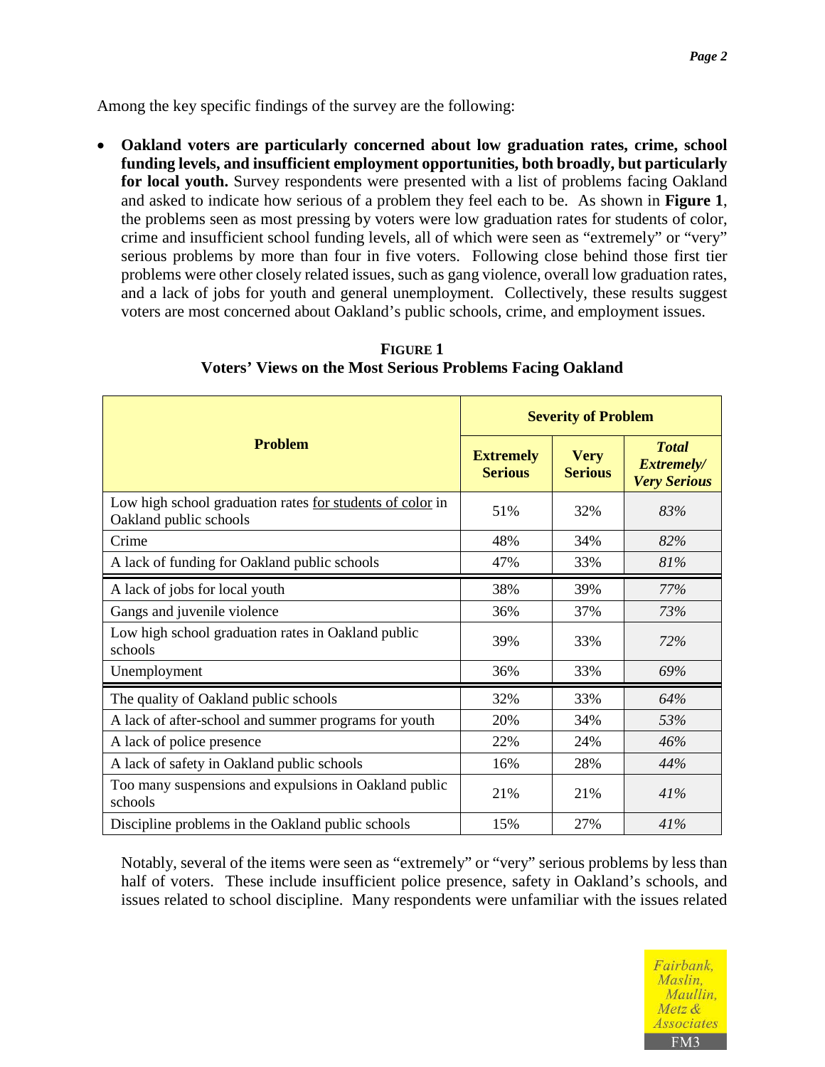Among the key specific findings of the survey are the following:

- **Oakland voters are particularly concerned about low graduation rates, crime, school funding levels, and insufficient employment opportunities, both broadly, but particularly for local youth.** Survey respondents were presented with a list of problems facing Oakland and asked to indicate how serious of a problem they feel each to be. As shown in **Figure 1**, the problems seen as most pressing by voters were low graduation rates for students of color, crime and insufficient school funding levels, all of which were seen as "extremely" or "very" serious problems by more than four in five voters. Following close behind those first tier problems were other closely related issues, such as gang violence, overall low graduation rates, and a lack of jobs for youth and general unemployment. Collectively, these results suggest voters are most concerned about Oakland's public schools, crime, and employment issues.

**FIGURE 1**
**Voters' Views on the Most Serious Problems Facing Oakland**

| Problem | Severity of Problem | | |
|---|---|---|---|
| | **Extremely Serious** | **Very Serious** | ***Total Extremely/ Very Serious*** |
| Low high school graduation rates <u>for students of color</u> in Oakland public schools | 51% | 32% | *83%* |
| Crime | 48% | 34% | *82%* |
| A lack of funding for Oakland public schools | 47% | 33% | *81%* |
| A lack of jobs for local youth | 38% | 39% | *77%* |
| Gangs and juvenile violence | 36% | 37% | *73%* |
| Low high school graduation rates in Oakland public schools | 39% | 33% | *72%* |
| Unemployment | 36% | 33% | *69%* |
| The quality of Oakland public schools | 32% | 33% | *64%* |
| A lack of after-school and summer programs for youth | 20% | 34% | *53%* |
| A lack of police presence | 22% | 24% | *46%* |
| A lack of safety in Oakland public schools | 16% | 28% | *44%* |
| Too many suspensions and expulsions in Oakland public schools | 21% | 21% | *41%* |
| Discipline problems in the Oakland public schools | 15% | 27% | *41%* |

Notably, several of the items were seen as "extremely" or "very" serious problems by less than half of voters. These include insufficient police presence, safety in Oakland's schools, and issues related to school discipline. Many respondents were unfamiliar with the issues related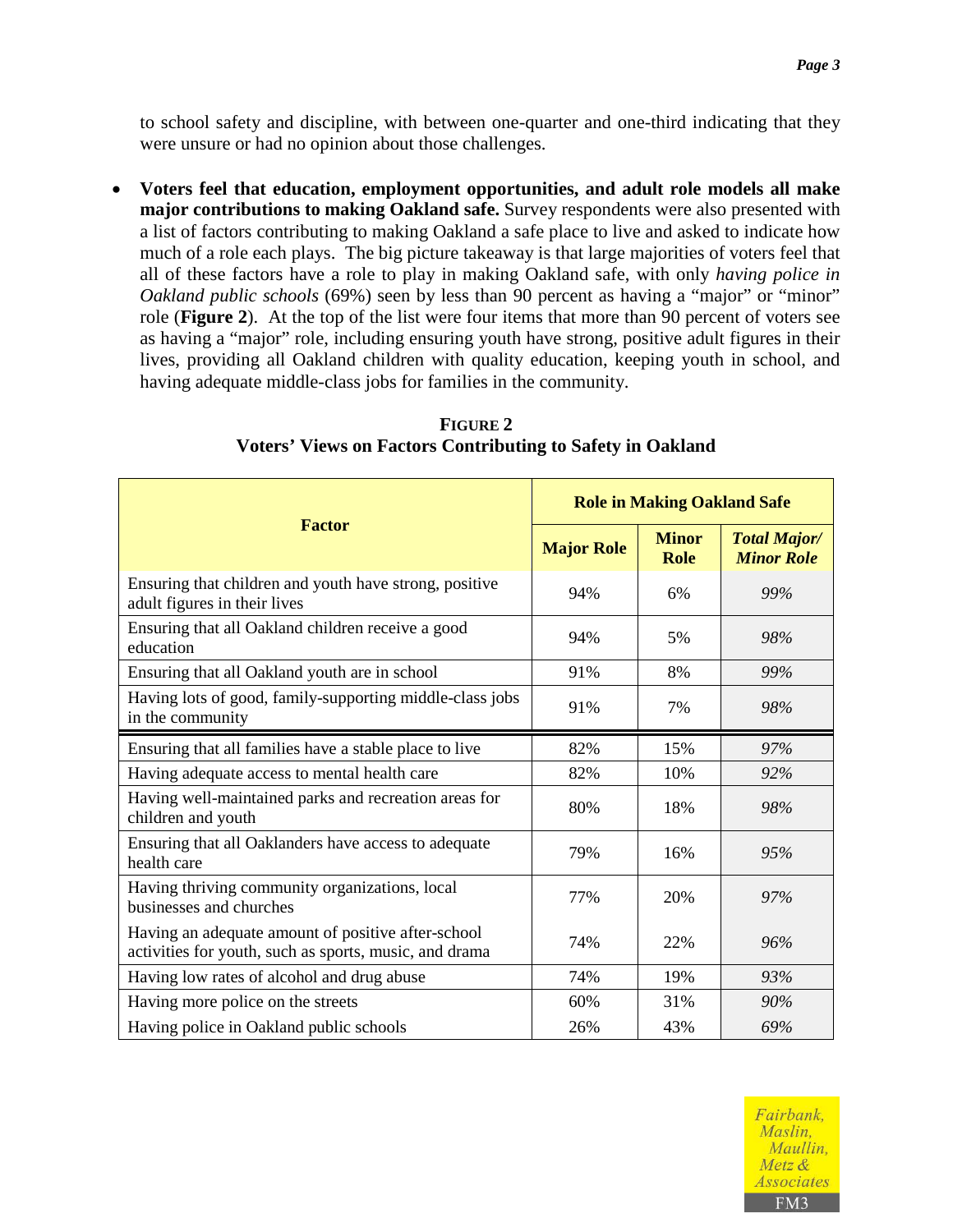to school safety and discipline, with between one-quarter and one-third indicating that they were unsure or had no opinion about those challenges.

- **Voters feel that education, employment opportunities, and adult role models all make major contributions to making Oakland safe.** Survey respondents were also presented with a list of factors contributing to making Oakland a safe place to live and asked to indicate how much of a role each plays. The big picture takeaway is that large majorities of voters feel that all of these factors have a role to play in making Oakland safe, with only *having police in Oakland public schools* (69%) seen by less than 90 percent as having a "major" or "minor" role (**Figure 2**). At the top of the list were four items that more than 90 percent of voters see as having a "major" role, including ensuring youth have strong, positive adult figures in their lives, providing all Oakland children with quality education, keeping youth in school, and having adequate middle-class jobs for families in the community.

**FIGURE 2**
**Voters' Views on Factors Contributing to Safety in Oakland**

| Factor | Role in Making Oakland Safe | | |
|---|---|---|---|
| | **Major Role** | **Minor Role** | ***Total Major/ Minor Role*** |
| Ensuring that children and youth have strong, positive adult figures in their lives | 94% | 6% | *99%* |
| Ensuring that all Oakland children receive a good education | 94% | 5% | *98%* |
| Ensuring that all Oakland youth are in school | 91% | 8% | *99%* |
| Having lots of good, family-supporting middle-class jobs in the community | 91% | 7% | *98%* |
| Ensuring that all families have a stable place to live | 82% | 15% | *97%* |
| Having adequate access to mental health care | 82% | 10% | *92%* |
| Having well-maintained parks and recreation areas for children and youth | 80% | 18% | *98%* |
| Ensuring that all Oaklanders have access to adequate health care | 79% | 16% | *95%* |
| Having thriving community organizations, local businesses and churches | 77% | 20% | *97%* |
| Having an adequate amount of positive after-school activities for youth, such as sports, music, and drama | 74% | 22% | *96%* |
| Having low rates of alcohol and drug abuse | 74% | 19% | *93%* |
| Having more police on the streets | 60% | 31% | *90%* |
| Having police in Oakland public schools | 26% | 43% | *69%* |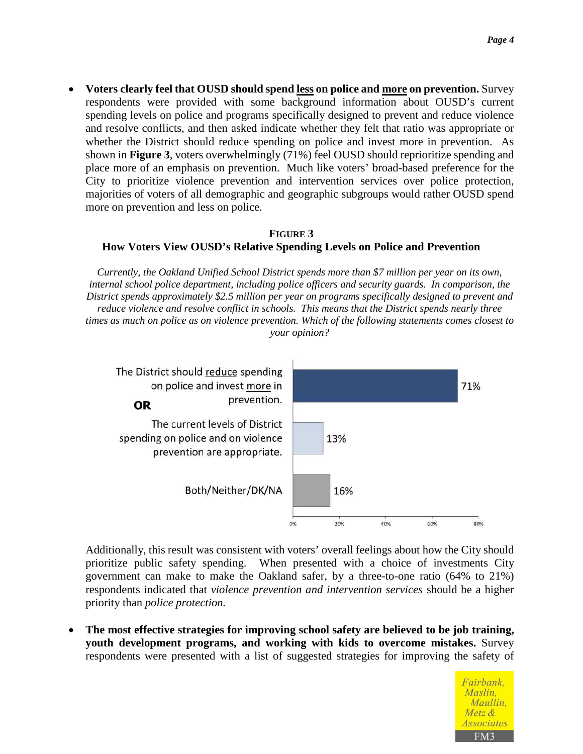- **Voters clearly feel that OUSD should spend <u>less</u> on police and <u>more</u> on prevention.** Survey respondents were provided with some background information about OUSD's current spending levels on police and programs specifically designed to prevent and reduce violence and resolve conflicts, and then asked indicate whether they felt that ratio was appropriate or whether the District should reduce spending on police and invest more in prevention. As shown in **Figure 3**, voters overwhelmingly (71%) feel OUSD should reprioritize spending and place more of an emphasis on prevention. Much like voters' broad-based preference for the City to prioritize violence prevention and intervention services over police protection, majorities of voters of all demographic and geographic subgroups would rather OUSD spend more on prevention and less on police.

**FIGURE 3**
**How Voters View OUSD's Relative Spending Levels on Police and Prevention**

*Currently, the Oakland Unified School District spends more than $7 million per year on its own, internal school police department, including police officers and security guards. In comparison, the District spends approximately $2.5 million per year on programs specifically designed to prevent and reduce violence and resolve conflict in schools. This means that the District spends nearly three times as much on police as on violence prevention. Which of the following statements comes closest to your opinion?*

The District should reduce spending on police and invest more in prevention. 71%

OR

The current levels of District spending on police and on violence prevention are appropriate. 13%

Both/Neither/DK/NA 16%

0% 20% 40% 60% 80%

Additionally, this result was consistent with voters' overall feelings about how the City should prioritize public safety spending. When presented with a choice of investments City government can make to make the Oakland safer, by a three-to-one ratio (64% to 21%) respondents indicated that *violence prevention and intervention services* should be a higher priority than *police protection.*

- **The most effective strategies for improving school safety are believed to be job training, youth development programs, and working with kids to overcome mistakes.** Survey respondents were presented with a list of suggested strategies for improving the safety of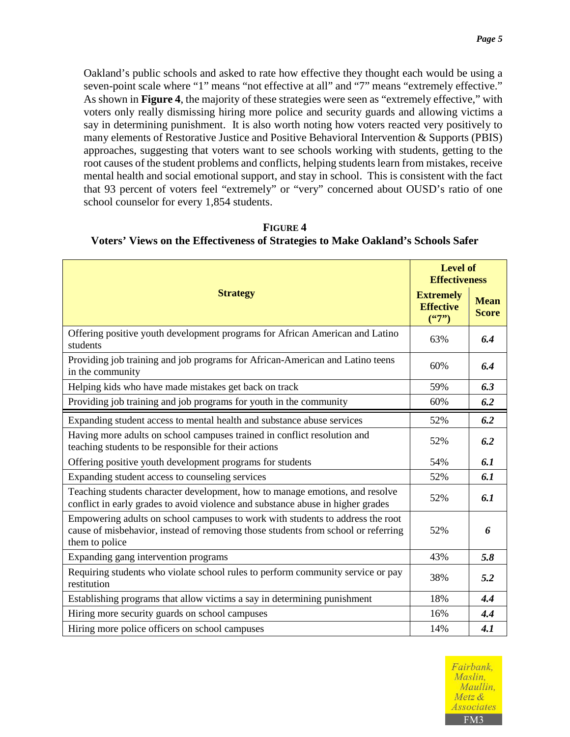Oakland's public schools and asked to rate how effective they thought each would be using a seven-point scale where "1" means "not effective at all" and "7" means "extremely effective." As shown in **Figure 4**, the majority of these strategies were seen as "extremely effective," with voters only really dismissing hiring more police and security guards and allowing victims a say in determining punishment. It is also worth noting how voters reacted very positively to many elements of Restorative Justice and Positive Behavioral Intervention & Supports (PBIS) approaches, suggesting that voters want to see schools working with students, getting to the root causes of the student problems and conflicts, helping students learn from mistakes, receive mental health and social emotional support, and stay in school. This is consistent with the fact that 93 percent of voters feel "extremely" or "very" concerned about OUSD's ratio of one school counselor for every 1,854 students.

**FIGURE 4**
**Voters' Views on the Effectiveness of Strategies to Make Oakland's Schools Safer**

| **Strategy** | **Level of Effectiveness** | |
|---|---|---|
| | **Extremely Effective ("7")** | **Mean Score** |
| Offering positive youth development programs for African American and Latino students | 63% | ***6.4*** |
| Providing job training and job programs for African-American and Latino teens in the community | 60% | ***6.4*** |
| Helping kids who have made mistakes get back on track | 59% | ***6.3*** |
| Providing job training and job programs for youth in the community | 60% | ***6.2*** |
| Expanding student access to mental health and substance abuse services | 52% | ***6.2*** |
| Having more adults on school campuses trained in conflict resolution and teaching students to be responsible for their actions | 52% | ***6.2*** |
| Offering positive youth development programs for students | 54% | ***6.1*** |
| Expanding student access to counseling services | 52% | ***6.1*** |
| Teaching students character development, how to manage emotions, and resolve conflict in early grades to avoid violence and substance abuse in higher grades | 52% | ***6.1*** |
| Empowering adults on school campuses to work with students to address the root cause of misbehavior, instead of removing those students from school or referring them to police | 52% | ***6*** |
| Expanding gang intervention programs | 43% | ***5.8*** |
| Requiring students who violate school rules to perform community service or pay restitution | 38% | ***5.2*** |
| Establishing programs that allow victims a say in determining punishment | 18% | ***4.4*** |
| Hiring more security guards on school campuses | 16% | ***4.4*** |
| Hiring more police officers on school campuses | 14% | ***4.1*** |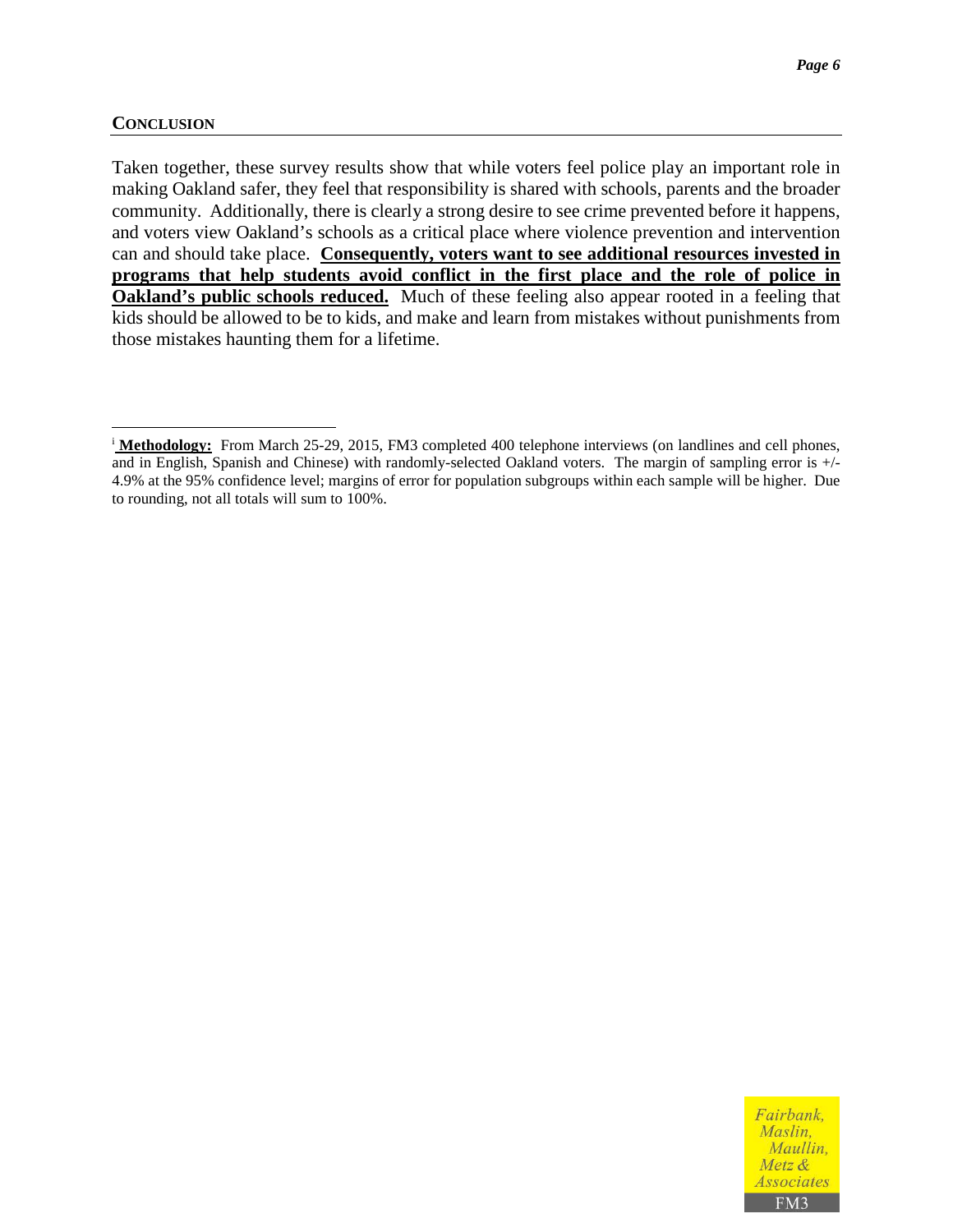## CONCLUSION

Taken together, these survey results show that while voters feel police play an important role in making Oakland safer, they feel that responsibility is shared with schools, parents and the broader community. Additionally, there is clearly a strong desire to see crime prevented before it happens, and voters view Oakland's schools as a critical place where violence prevention and intervention can and should take place. **Consequently, voters want to see additional resources invested in programs that help students avoid conflict in the first place and the role of police in Oakland's public schools reduced.** Much of these feeling also appear rooted in a feeling that kids should be allowed to be to kids, and make and learn from mistakes without punishments from those mistakes haunting them for a lifetime.

---

[i] **Methodology:** From March 25-29, 2015, FM3 completed 400 telephone interviews (on landlines and cell phones, and in English, Spanish and Chinese) with randomly-selected Oakland voters. The margin of sampling error is +/- 4.9% at the 95% confidence level; margins of error for population subgroups within each sample will be higher. Due to rounding, not all totals will sum to 100%.

Fairbank, Maslin, Maullin, Metz & Associates

FM3